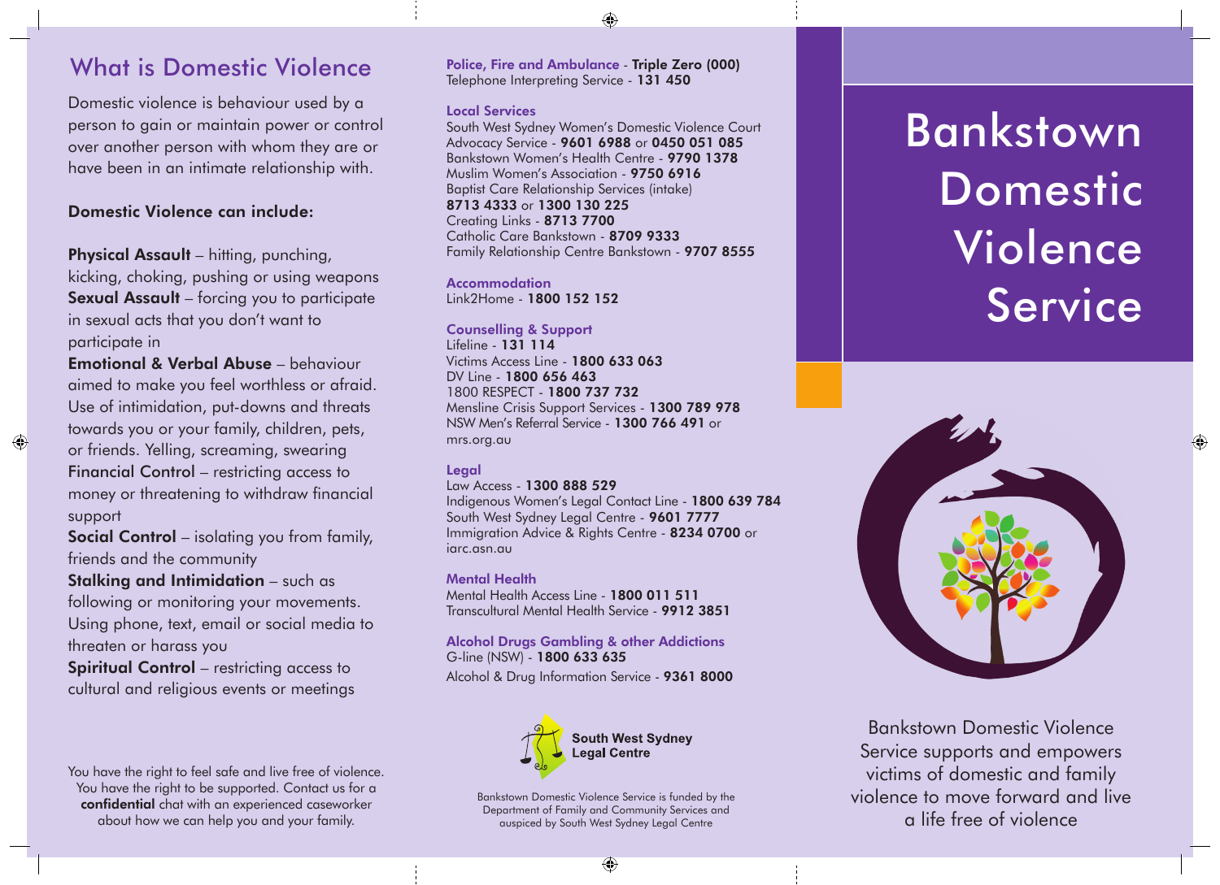## What is Domestic Violence

Domestic violence is behaviour used by a person to gain or maintain power or control over another person with whom they are or have been in an intimate relationship with.

### Domestic Violence can include:

**Physical Assault** – hitting, punching, kicking, choking, pushing or using weapons
**Sexual Assault** – forcing you to participate in sexual acts that you don't want to participate in
**Emotional & Verbal Abuse** – behaviour aimed to make you feel worthless or afraid. Use of intimidation, put-downs and threats towards you or your family, children, pets, or friends. Yelling, screaming, swearing
**Financial Control** – restricting access to money or threatening to withdraw financial support
**Social Control** – isolating you from family, friends and the community
**Stalking and Intimidation** – such as following or monitoring your movements. Using phone, text, email or social media to threaten or harass you
**Spiritual Control** – restricting access to cultural and religious events or meetings

You have the right to feel safe and live free of violence. You have the right to be supported. Contact us for a **confidential** chat with an experienced caseworker about how we can help you and your family.

**Police, Fire and Ambulance** - **Triple Zero (000)**
Telephone Interpreting Service - **131 450**

**Local Services**
South West Sydney Women's Domestic Violence Court Advocacy Service - **9601 6988** or **0450 051 085**
Bankstown Women's Health Centre - **9790 1378**
Muslim Women's Association - **9750 6916**
Baptist Care Relationship Services (intake) **8713 4333** or **1300 130 225**
Creating Links - **8713 7700**
Catholic Care Bankstown - **8709 9333**
Family Relationship Centre Bankstown - **9707 8555**

**Accommodation**
Link2Home - **1800 152 152**

**Counselling & Support**
Lifeline - **131 114**
Victims Access Line - **1800 633 063**
DV Line - **1800 656 463**
1800 RESPECT - **1800 737 732**
Mensline Crisis Support Services - **1300 789 978**
NSW Men's Referral Service - **1300 766 491** or mrs.org.au

**Legal**
Law Access - **1300 888 529**
Indigenous Women's Legal Contact Line - **1800 639 784**
South West Sydney Legal Centre - **9601 7777**
Immigration Advice & Rights Centre - **8234 0700** or iarc.asn.au

**Mental Health**
Mental Health Access Line - **1800 011 511**
Transcultural Mental Health Service - **9912 3851**

**Alcohol Drugs Gambling & other Addictions**
G-line (NSW) - **1800 633 635**
Alcohol & Drug Information Service - **9361 8000**

**South West Sydney Legal Centre**

Bankstown Domestic Violence Service is funded by the Department of Family and Community Services and auspiced by South West Sydney Legal Centre

# Bankstown Domestic Violence Service

Bankstown Domestic Violence Service supports and empowers victims of domestic and family violence to move forward and live a life free of violence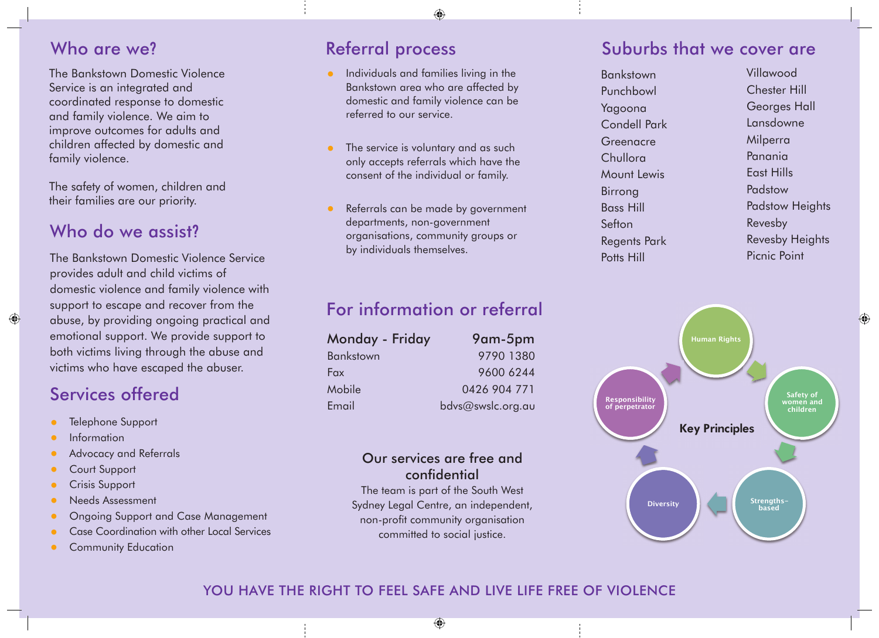## Who are we?

The Bankstown Domestic Violence Service is an integrated and coordinated response to domestic and family violence. We aim to improve outcomes for adults and children affected by domestic and family violence.

The safety of women, children and their families are our priority.

## Who do we assist?

The Bankstown Domestic Violence Service provides adult and child victims of domestic violence and family violence with support to escape and recover from the abuse, by providing ongoing practical and emotional support. We provide support to both victims living through the abuse and victims who have escaped the abuser.

## Services offered

- Telephone Support
- Information
- Advocacy and Referrals
- Court Support
- Crisis Support
- Needs Assessment
- Ongoing Support and Case Management
- Case Coordination with other Local Services
- Community Education

## Referral process

- Individuals and families living in the Bankstown area who are affected by domestic and family violence can be referred to our service.
- The service is voluntary and as such only accepts referrals which have the consent of the individual or family.
- Referrals can be made by government departments, non-government organisations, community groups or by individuals themselves.

## For information or referral

| Monday - Friday | 9am-5pm |
|---|---|
| Bankstown | 9790 1380 |
| Fax | 9600 6244 |
| Mobile | 0426 904 771 |
| Email | bdvs@swslc.org.au |

### Our services are free and confidential

The team is part of the South West Sydney Legal Centre, an independent, non-profit community organisation committed to social justice.

## Suburbs that we cover are

- Bankstown
- Punchbowl
- Yagoona
- Condell Park
- Greenacre
- Chullora
- Mount Lewis
- Birrong
- Bass Hill
- Sefton
- Regents Park
- Potts Hill
- Villawood
- Chester Hill
- Georges Hall
- Lansdowne
- Milperra
- Panania
- East Hills
- Padstow
- Padstow Heights
- Revesby
- Revesby Heights
- Picnic Point

**Key Principles**

Human Rights

Safety of women and children

Strengths-based

Diversity

Responsibility of perpetrator

YOU HAVE THE RIGHT TO FEEL SAFE AND LIVE LIFE FREE OF VIOLENCE